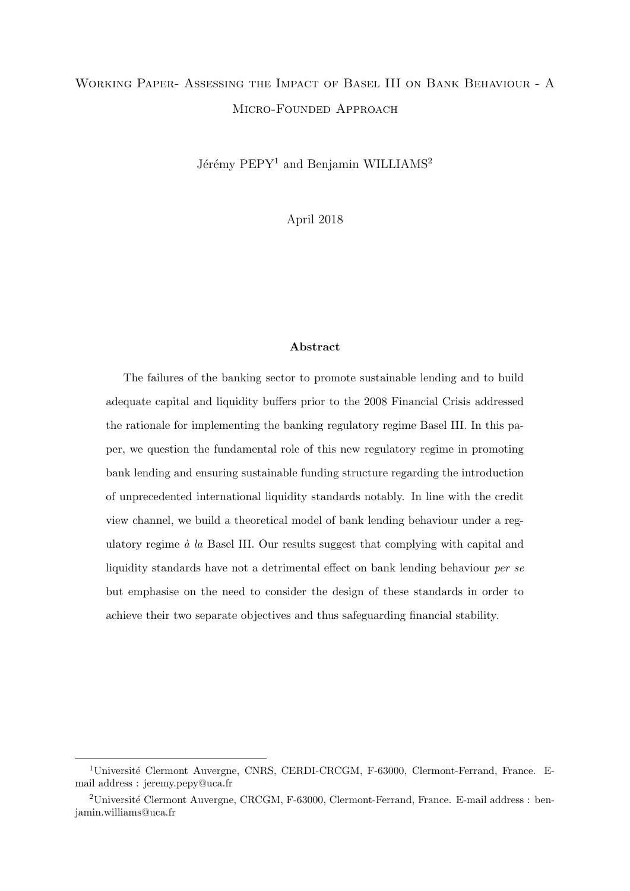# Working Paper- Assessing the Impact of Basel III on Bank Behaviour - A Micro-Founded Approach

Jérémy PEPY[1] and Benjamin WILLIAMS[2]

April 2018

**Abstract**

The failures of the banking sector to promote sustainable lending and to build adequate capital and liquidity buffers prior to the 2008 Financial Crisis addressed the rationale for implementing the banking regulatory regime Basel III. In this paper, we question the fundamental role of this new regulatory regime in promoting bank lending and ensuring sustainable funding structure regarding the introduction of unprecedented international liquidity standards notably. In line with the credit view channel, we build a theoretical model of bank lending behaviour under a regulatory regime *à la* Basel III. Our results suggest that complying with capital and liquidity standards have not a detrimental effect on bank lending behaviour *per se* but emphasise on the need to consider the design of these standards in order to achieve their two separate objectives and thus safeguarding financial stability.

---

[1] Université Clermont Auvergne, CNRS, CERDI-CRCGM, F-63000, Clermont-Ferrand, France. E-mail address : jeremy.pepy@uca.fr

[2] Université Clermont Auvergne, CRCGM, F-63000, Clermont-Ferrand, France. E-mail address : benjamin.williams@uca.fr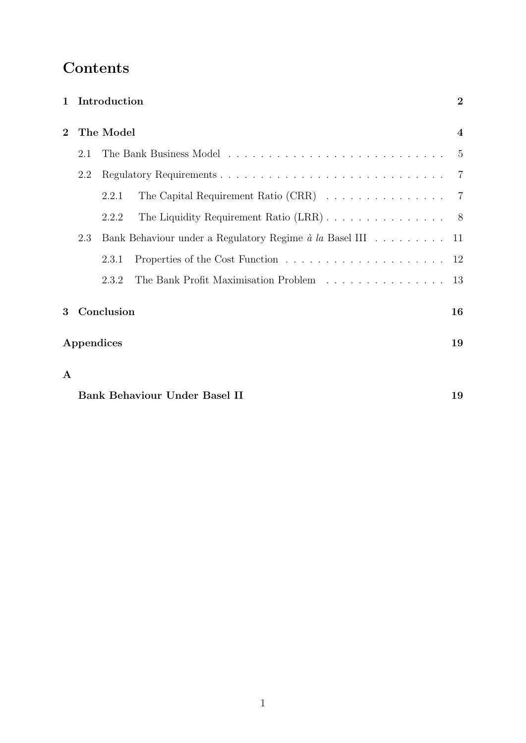# Contents

**1 Introduction** — **2**

**2 The Model** — **4**

- 2.1 The Bank Business Model — 5
- 2.2 Regulatory Requirements — 7
  - 2.2.1 The Capital Requirement Ratio (CRR) — 7
  - 2.2.2 The Liquidity Requirement Ratio (LRR) — 8
- 2.3 Bank Behaviour under a Regulatory Regime *à la* Basel III — 11
  - 2.3.1 Properties of the Cost Function — 12
  - 2.3.2 The Bank Profit Maximisation Problem — 13

**3 Conclusion** — **16**

**Appendices** — **19**

**A**

**Bank Behaviour Under Basel II** — **19**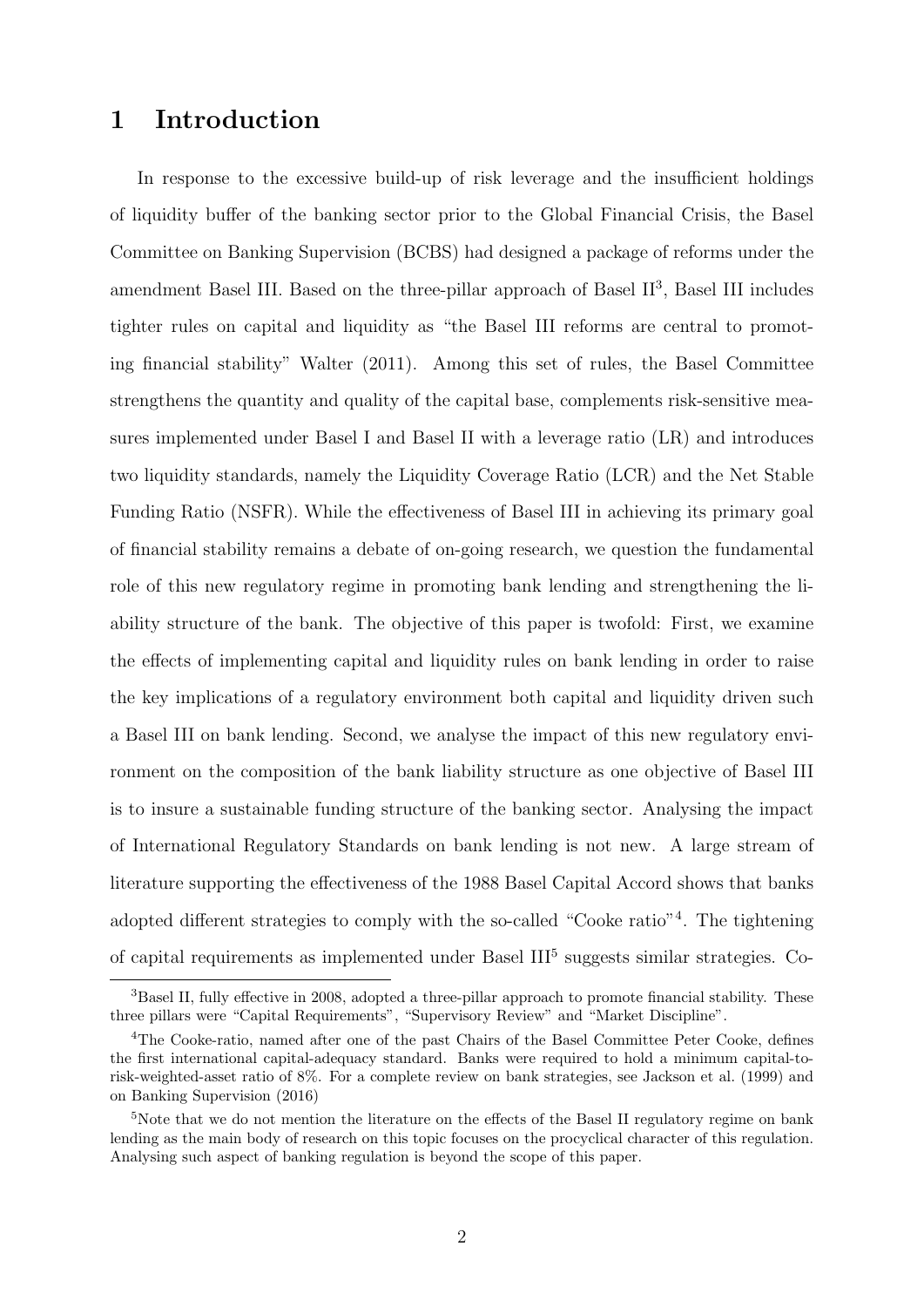# 1 Introduction

In response to the excessive build-up of risk leverage and the insufficient holdings of liquidity buffer of the banking sector prior to the Global Financial Crisis, the Basel Committee on Banking Supervision (BCBS) had designed a package of reforms under the amendment Basel III. Based on the three-pillar approach of Basel II[3], Basel III includes tighter rules on capital and liquidity as "the Basel III reforms are central to promoting financial stability" Walter (2011). Among this set of rules, the Basel Committee strengthens the quantity and quality of the capital base, complements risk-sensitive measures implemented under Basel I and Basel II with a leverage ratio (LR) and introduces two liquidity standards, namely the Liquidity Coverage Ratio (LCR) and the Net Stable Funding Ratio (NSFR). While the effectiveness of Basel III in achieving its primary goal of financial stability remains a debate of on-going research, we question the fundamental role of this new regulatory regime in promoting bank lending and strengthening the liability structure of the bank. The objective of this paper is twofold: First, we examine the effects of implementing capital and liquidity rules on bank lending in order to raise the key implications of a regulatory environment both capital and liquidity driven such a Basel III on bank lending. Second, we analyse the impact of this new regulatory environment on the composition of the bank liability structure as one objective of Basel III is to insure a sustainable funding structure of the banking sector. Analysing the impact of International Regulatory Standards on bank lending is not new. A large stream of literature supporting the effectiveness of the 1988 Basel Capital Accord shows that banks adopted different strategies to comply with the so-called "Cooke ratio"[4]. The tightening of capital requirements as implemented under Basel III[5] suggests similar strategies. Co-

[3] Basel II, fully effective in 2008, adopted a three-pillar approach to promote financial stability. These three pillars were "Capital Requirements", "Supervisory Review" and "Market Discipline".

[4] The Cooke-ratio, named after one of the past Chairs of the Basel Committee Peter Cooke, defines the first international capital-adequacy standard. Banks were required to hold a minimum capital-to-risk-weighted-asset ratio of 8%. For a complete review on bank strategies, see Jackson et al. (1999) and on Banking Supervision (2016)

[5] Note that we do not mention the literature on the effects of the Basel II regulatory regime on bank lending as the main body of research on this topic focuses on the procyclical character of this regulation. Analysing such aspect of banking regulation is beyond the scope of this paper.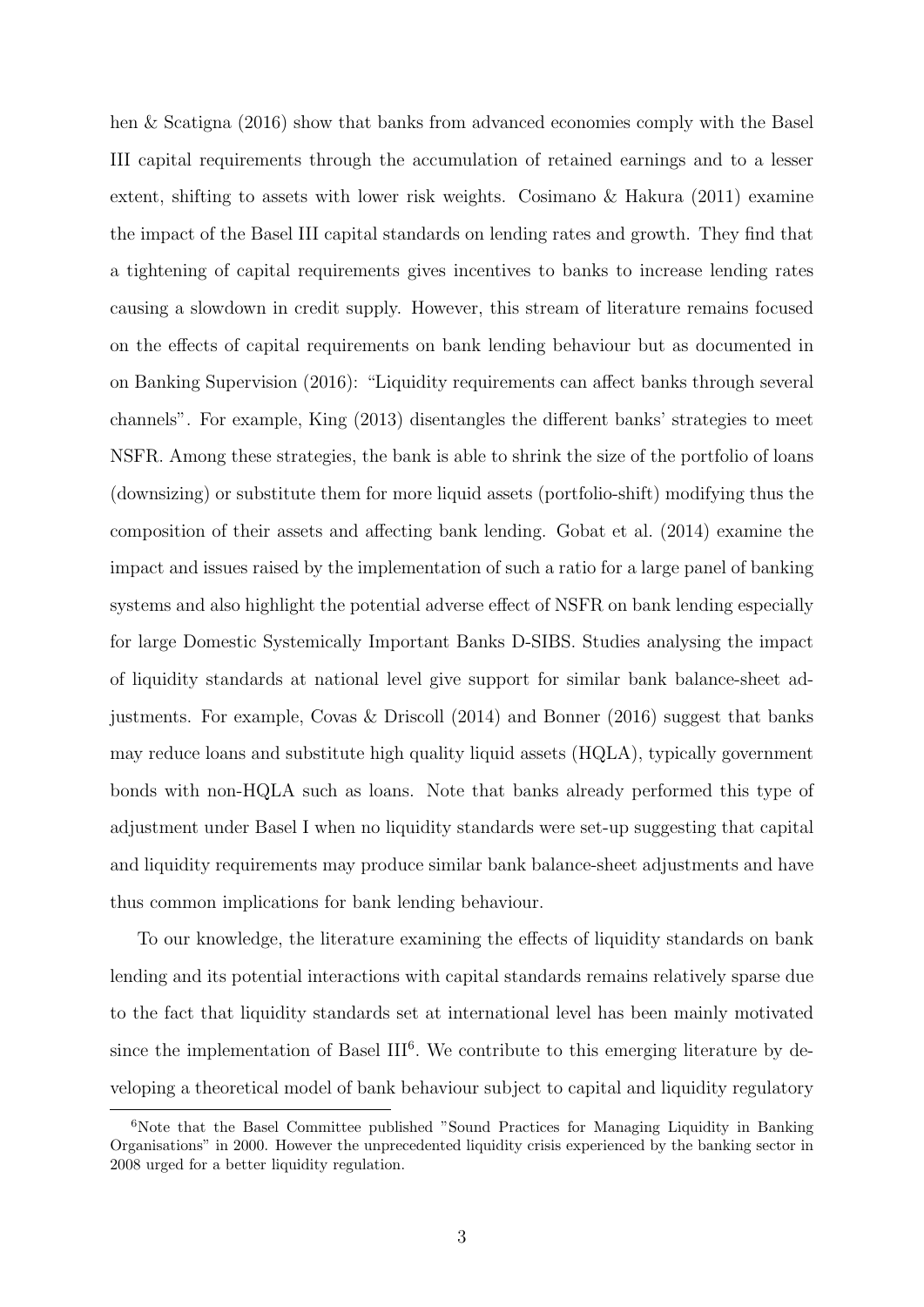hen & Scatigna (2016) show that banks from advanced economies comply with the Basel III capital requirements through the accumulation of retained earnings and to a lesser extent, shifting to assets with lower risk weights. Cosimano & Hakura (2011) examine the impact of the Basel III capital standards on lending rates and growth. They find that a tightening of capital requirements gives incentives to banks to increase lending rates causing a slowdown in credit supply. However, this stream of literature remains focused on the effects of capital requirements on bank lending behaviour but as documented in on Banking Supervision (2016): "Liquidity requirements can affect banks through several channels". For example, King (2013) disentangles the different banks' strategies to meet NSFR. Among these strategies, the bank is able to shrink the size of the portfolio of loans (downsizing) or substitute them for more liquid assets (portfolio-shift) modifying thus the composition of their assets and affecting bank lending. Gobat et al. (2014) examine the impact and issues raised by the implementation of such a ratio for a large panel of banking systems and also highlight the potential adverse effect of NSFR on bank lending especially for large Domestic Systemically Important Banks D-SIBS. Studies analysing the impact of liquidity standards at national level give support for similar bank balance-sheet adjustments. For example, Covas & Driscoll (2014) and Bonner (2016) suggest that banks may reduce loans and substitute high quality liquid assets (HQLA), typically government bonds with non-HQLA such as loans. Note that banks already performed this type of adjustment under Basel I when no liquidity standards were set-up suggesting that capital and liquidity requirements may produce similar bank balance-sheet adjustments and have thus common implications for bank lending behaviour.

To our knowledge, the literature examining the effects of liquidity standards on bank lending and its potential interactions with capital standards remains relatively sparse due to the fact that liquidity standards set at international level has been mainly motivated since the implementation of Basel III[6]. We contribute to this emerging literature by developing a theoretical model of bank behaviour subject to capital and liquidity regulatory

[6]Note that the Basel Committee published "Sound Practices for Managing Liquidity in Banking Organisations" in 2000. However the unprecedented liquidity crisis experienced by the banking sector in 2008 urged for a better liquidity regulation.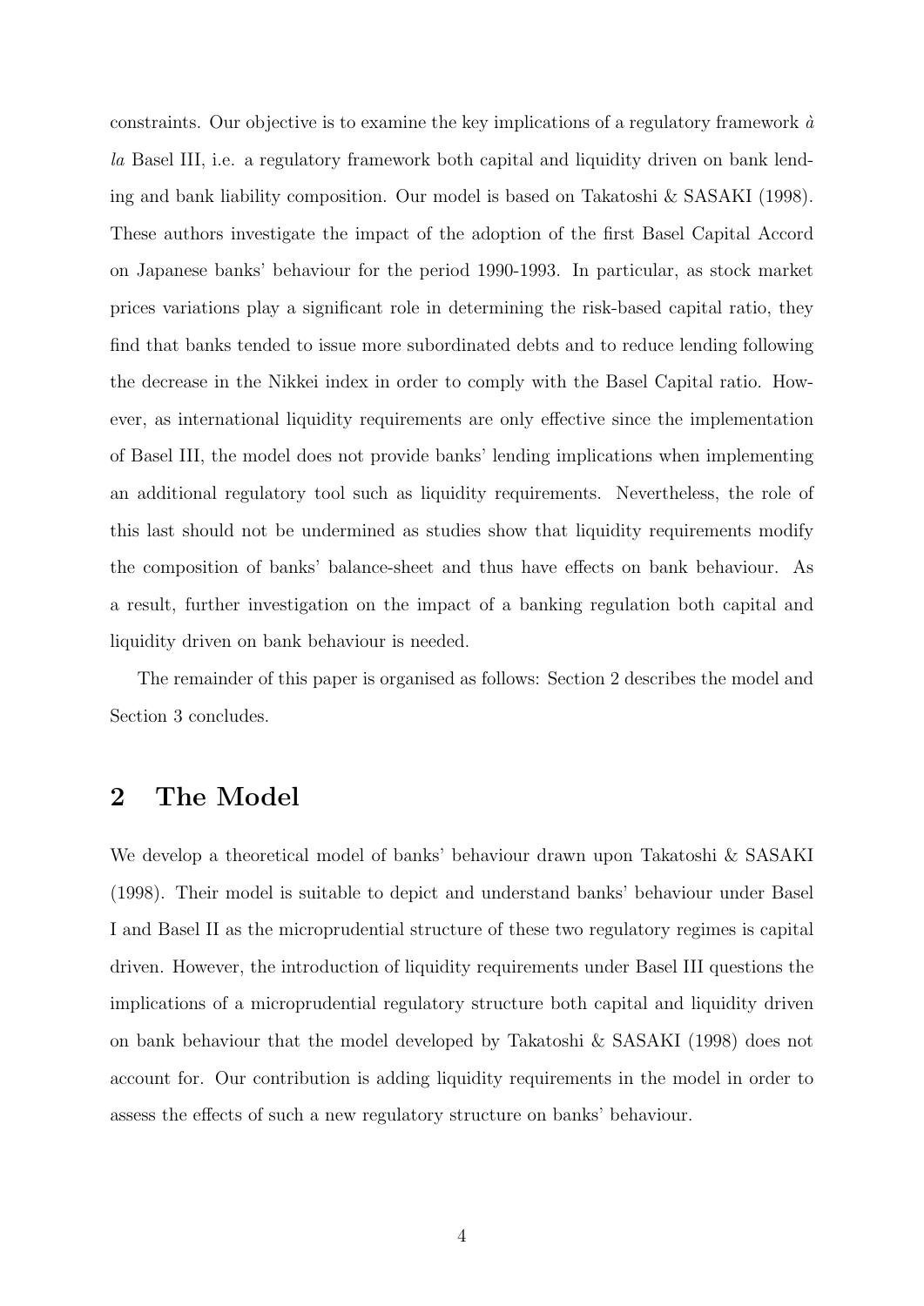constraints. Our objective is to examine the key implications of a regulatory framework *à la* Basel III, i.e. a regulatory framework both capital and liquidity driven on bank lending and bank liability composition. Our model is based on Takatoshi & SASAKI (1998). These authors investigate the impact of the adoption of the first Basel Capital Accord on Japanese banks' behaviour for the period 1990-1993. In particular, as stock market prices variations play a significant role in determining the risk-based capital ratio, they find that banks tended to issue more subordinated debts and to reduce lending following the decrease in the Nikkei index in order to comply with the Basel Capital ratio. However, as international liquidity requirements are only effective since the implementation of Basel III, the model does not provide banks' lending implications when implementing an additional regulatory tool such as liquidity requirements. Nevertheless, the role of this last should not be undermined as studies show that liquidity requirements modify the composition of banks' balance-sheet and thus have effects on bank behaviour. As a result, further investigation on the impact of a banking regulation both capital and liquidity driven on bank behaviour is needed.

The remainder of this paper is organised as follows: Section 2 describes the model and Section 3 concludes.

## 2 The Model

We develop a theoretical model of banks' behaviour drawn upon Takatoshi & SASAKI (1998). Their model is suitable to depict and understand banks' behaviour under Basel I and Basel II as the microprudential structure of these two regulatory regimes is capital driven. However, the introduction of liquidity requirements under Basel III questions the implications of a microprudential regulatory structure both capital and liquidity driven on bank behaviour that the model developed by Takatoshi & SASAKI (1998) does not account for. Our contribution is adding liquidity requirements in the model in order to assess the effects of such a new regulatory structure on banks' behaviour.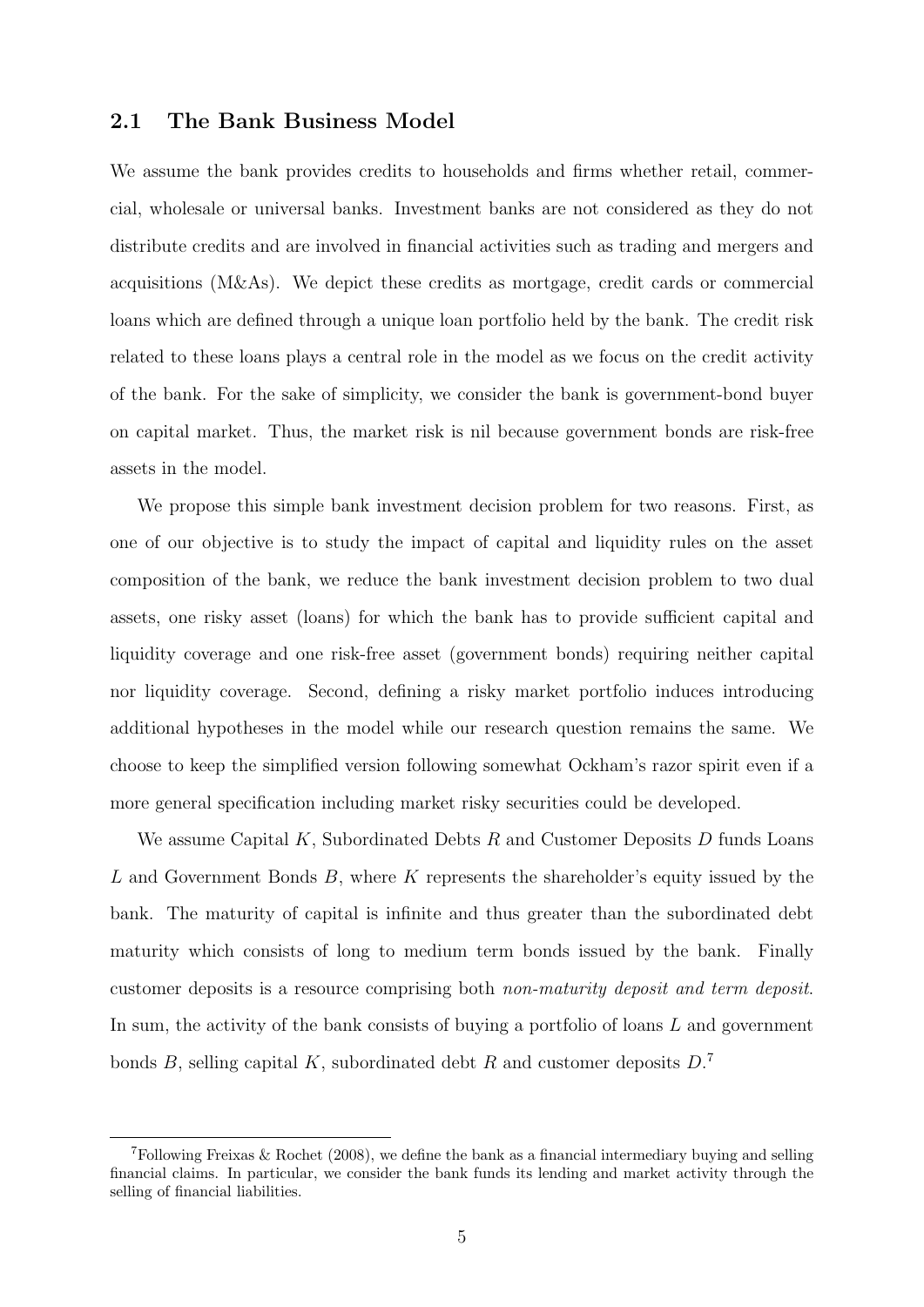## 2.1 The Bank Business Model

We assume the bank provides credits to households and firms whether retail, commercial, wholesale or universal banks. Investment banks are not considered as they do not distribute credits and are involved in financial activities such as trading and mergers and acquisitions (M&As). We depict these credits as mortgage, credit cards or commercial loans which are defined through a unique loan portfolio held by the bank. The credit risk related to these loans plays a central role in the model as we focus on the credit activity of the bank. For the sake of simplicity, we consider the bank is government-bond buyer on capital market. Thus, the market risk is nil because government bonds are risk-free assets in the model.

We propose this simple bank investment decision problem for two reasons. First, as one of our objective is to study the impact of capital and liquidity rules on the asset composition of the bank, we reduce the bank investment decision problem to two dual assets, one risky asset (loans) for which the bank has to provide sufficient capital and liquidity coverage and one risk-free asset (government bonds) requiring neither capital nor liquidity coverage. Second, defining a risky market portfolio induces introducing additional hypotheses in the model while our research question remains the same. We choose to keep the simplified version following somewhat Ockham's razor spirit even if a more general specification including market risky securities could be developed.

We assume Capital $K$, Subordinated Debts $R$ and Customer Deposits $D$ funds Loans $L$ and Government Bonds $B$, where $K$ represents the shareholder's equity issued by the bank. The maturity of capital is infinite and thus greater than the subordinated debt maturity which consists of long to medium term bonds issued by the bank. Finally customer deposits is a resource comprising both *non-maturity deposit and term deposit*. In sum, the activity of the bank consists of buying a portfolio of loans $L$ and government bonds $B$, selling capital $K$, subordinated debt $R$ and customer deposits $D$.[7]

[7] Following Freixas & Rochet (2008), we define the bank as a financial intermediary buying and selling financial claims. In particular, we consider the bank funds its lending and market activity through the selling of financial liabilities.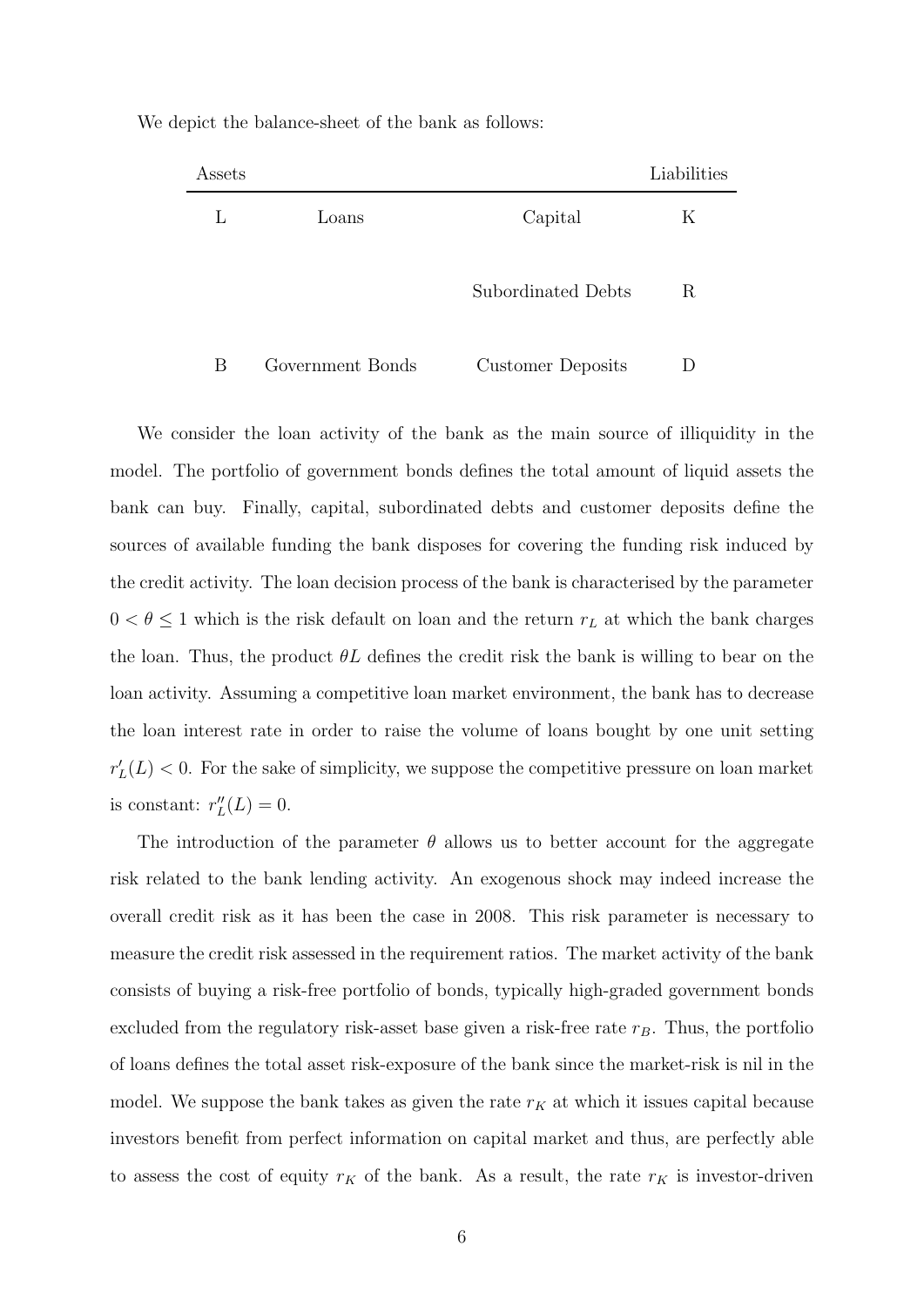We depict the balance-sheet of the bank as follows:

| Assets | | | Liabilities |
|---|---|---|---|
| L | Loans | Capital | K |
| | | Subordinated Debts | R |
| B | Government Bonds | Customer Deposits | D |

We consider the loan activity of the bank as the main source of illiquidity in the model. The portfolio of government bonds defines the total amount of liquid assets the bank can buy. Finally, capital, subordinated debts and customer deposits define the sources of available funding the bank disposes for covering the funding risk induced by the credit activity. The loan decision process of the bank is characterised by the parameter $0 < \theta \leq 1$ which is the risk default on loan and the return $r_L$ at which the bank charges the loan. Thus, the product $\theta L$ defines the credit risk the bank is willing to bear on the loan activity. Assuming a competitive loan market environment, the bank has to decrease the loan interest rate in order to raise the volume of loans bought by one unit setting $r_L'(L) < 0$. For the sake of simplicity, we suppose the competitive pressure on loan market is constant: $r_L''(L) = 0$.

The introduction of the parameter $\theta$ allows us to better account for the aggregate risk related to the bank lending activity. An exogenous shock may indeed increase the overall credit risk as it has been the case in 2008. This risk parameter is necessary to measure the credit risk assessed in the requirement ratios. The market activity of the bank consists of buying a risk-free portfolio of bonds, typically high-graded government bonds excluded from the regulatory risk-asset base given a risk-free rate $r_B$. Thus, the portfolio of loans defines the total asset risk-exposure of the bank since the market-risk is nil in the model. We suppose the bank takes as given the rate $r_K$ at which it issues capital because investors benefit from perfect information on capital market and thus, are perfectly able to assess the cost of equity $r_K$ of the bank. As a result, the rate $r_K$ is investor-driven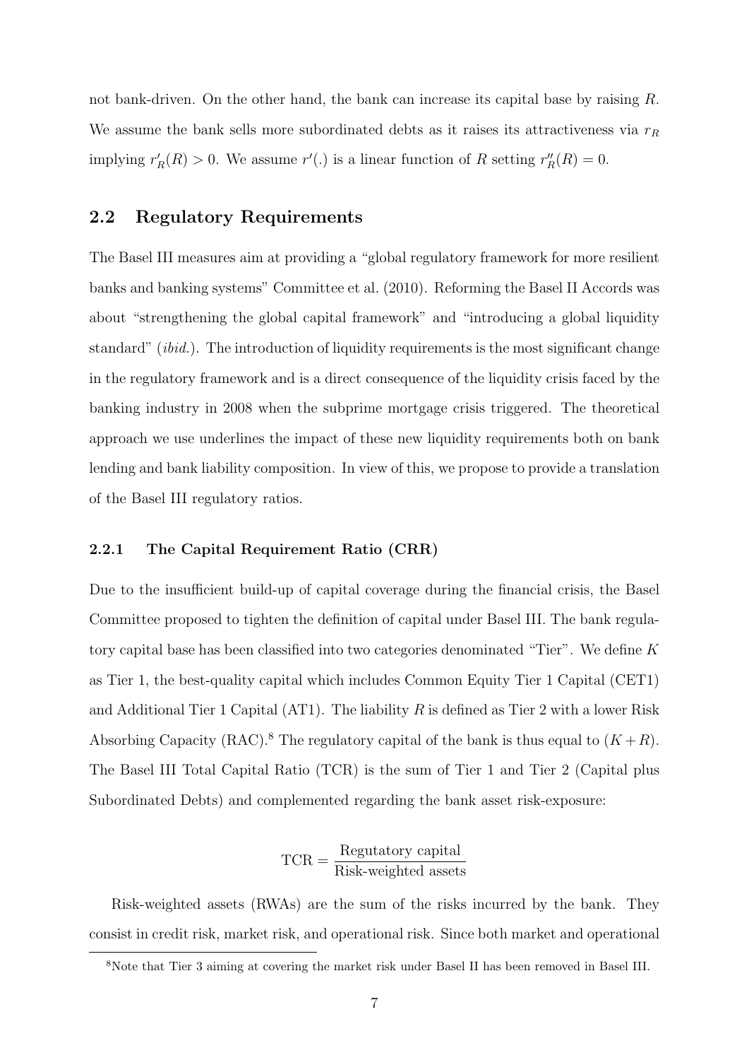not bank-driven. On the other hand, the bank can increase its capital base by raising $R$. We assume the bank sells more subordinated debts as it raises its attractiveness via $r_R$ implying $r'_R(R) > 0$. We assume $r'(.)$ is a linear function of $R$ setting $r''_R(R) = 0$.

## 2.2 Regulatory Requirements

The Basel III measures aim at providing a "global regulatory framework for more resilient banks and banking systems" Committee et al. (2010). Reforming the Basel II Accords was about "strengthening the global capital framework" and "introducing a global liquidity standard" (*ibid.*). The introduction of liquidity requirements is the most significant change in the regulatory framework and is a direct consequence of the liquidity crisis faced by the banking industry in 2008 when the subprime mortgage crisis triggered. The theoretical approach we use underlines the impact of these new liquidity requirements both on bank lending and bank liability composition. In view of this, we propose to provide a translation of the Basel III regulatory ratios.

### 2.2.1 The Capital Requirement Ratio (CRR)

Due to the insufficient build-up of capital coverage during the financial crisis, the Basel Committee proposed to tighten the definition of capital under Basel III. The bank regulatory capital base has been classified into two categories denominated "Tier". We define $K$ as Tier 1, the best-quality capital which includes Common Equity Tier 1 Capital (CET1) and Additional Tier 1 Capital (AT1). The liability $R$ is defined as Tier 2 with a lower Risk Absorbing Capacity (RAC).[8] The regulatory capital of the bank is thus equal to $(K + R)$. The Basel III Total Capital Ratio (TCR) is the sum of Tier 1 and Tier 2 (Capital plus Subordinated Debts) and complemented regarding the bank asset risk-exposure:

$$\text{TCR} = \frac{\text{Regutatory capital}}{\text{Risk-weighted assets}}$$

Risk-weighted assets (RWAs) are the sum of the risks incurred by the bank. They consist in credit risk, market risk, and operational risk. Since both market and operational

[8] Note that Tier 3 aiming at covering the market risk under Basel II has been removed in Basel III.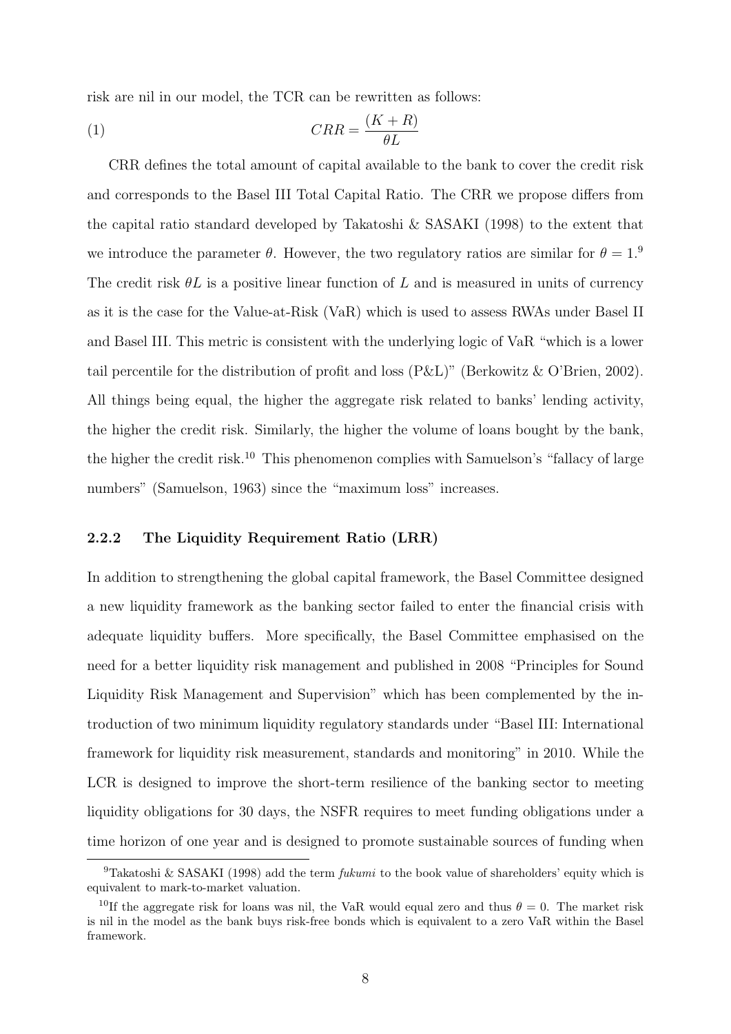risk are nil in our model, the TCR can be rewritten as follows:

$$CRR = \frac{(K+R)}{\theta L} \tag{1}$$

CRR defines the total amount of capital available to the bank to cover the credit risk and corresponds to the Basel III Total Capital Ratio. The CRR we propose differs from the capital ratio standard developed by Takatoshi & SASAKI (1998) to the extent that we introduce the parameter $\theta$. However, the two regulatory ratios are similar for $\theta = 1$.[9] The credit risk $\theta L$ is a positive linear function of $L$ and is measured in units of currency as it is the case for the Value-at-Risk (VaR) which is used to assess RWAs under Basel II and Basel III. This metric is consistent with the underlying logic of VaR "which is a lower tail percentile for the distribution of profit and loss (P&L)" (Berkowitz & O'Brien, 2002). All things being equal, the higher the aggregate risk related to banks' lending activity, the higher the credit risk. Similarly, the higher the volume of loans bought by the bank, the higher the credit risk.[10] This phenomenon complies with Samuelson's "fallacy of large numbers" (Samuelson, 1963) since the "maximum loss" increases.

### 2.2.2 The Liquidity Requirement Ratio (LRR)

In addition to strengthening the global capital framework, the Basel Committee designed a new liquidity framework as the banking sector failed to enter the financial crisis with adequate liquidity buffers. More specifically, the Basel Committee emphasised on the need for a better liquidity risk management and published in 2008 "Principles for Sound Liquidity Risk Management and Supervision" which has been complemented by the introduction of two minimum liquidity regulatory standards under "Basel III: International framework for liquidity risk measurement, standards and monitoring" in 2010. While the LCR is designed to improve the short-term resilience of the banking sector to meeting liquidity obligations for 30 days, the NSFR requires to meet funding obligations under a time horizon of one year and is designed to promote sustainable sources of funding when

[9] Takatoshi & SASAKI (1998) add the term *fukumi* to the book value of shareholders' equity which is equivalent to mark-to-market valuation.

[10] If the aggregate risk for loans was nil, the VaR would equal zero and thus $\theta = 0$. The market risk is nil in the model as the bank buys risk-free bonds which is equivalent to a zero VaR within the Basel framework.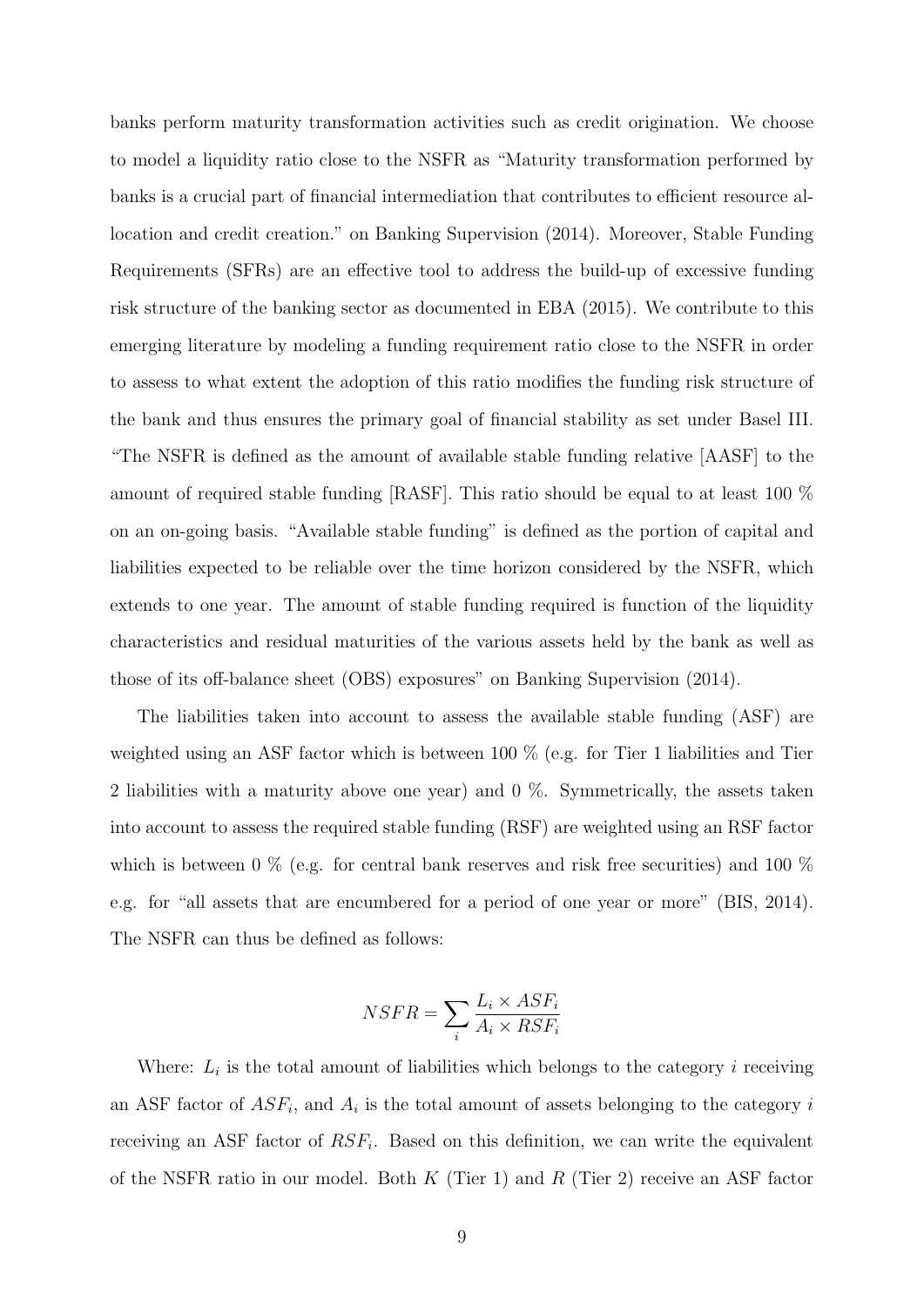banks perform maturity transformation activities such as credit origination. We choose to model a liquidity ratio close to the NSFR as "Maturity transformation performed by banks is a crucial part of financial intermediation that contributes to efficient resource allocation and credit creation." on Banking Supervision (2014). Moreover, Stable Funding Requirements (SFRs) are an effective tool to address the build-up of excessive funding risk structure of the banking sector as documented in EBA (2015). We contribute to this emerging literature by modeling a funding requirement ratio close to the NSFR in order to assess to what extent the adoption of this ratio modifies the funding risk structure of the bank and thus ensures the primary goal of financial stability as set under Basel III. "The NSFR is defined as the amount of available stable funding relative [AASF] to the amount of required stable funding [RASF]. This ratio should be equal to at least 100 % on an on-going basis. "Available stable funding" is defined as the portion of capital and liabilities expected to be reliable over the time horizon considered by the NSFR, which extends to one year. The amount of stable funding required is function of the liquidity characteristics and residual maturities of the various assets held by the bank as well as those of its off-balance sheet (OBS) exposures" on Banking Supervision (2014).

The liabilities taken into account to assess the available stable funding (ASF) are weighted using an ASF factor which is between 100 % (e.g. for Tier 1 liabilities and Tier 2 liabilities with a maturity above one year) and 0 %. Symmetrically, the assets taken into account to assess the required stable funding (RSF) are weighted using an RSF factor which is between 0 % (e.g. for central bank reserves and risk free securities) and 100 % e.g. for "all assets that are encumbered for a period of one year or more" (BIS, 2014). The NSFR can thus be defined as follows:

$$NSFR = \sum_i \frac{L_i \times ASF_i}{A_i \times RSF_i}$$

Where: $L_i$ is the total amount of liabilities which belongs to the category $i$ receiving an ASF factor of $ASF_i$, and $A_i$ is the total amount of assets belonging to the category $i$ receiving an ASF factor of $RSF_i$. Based on this definition, we can write the equivalent of the NSFR ratio in our model. Both $K$ (Tier 1) and $R$ (Tier 2) receive an ASF factor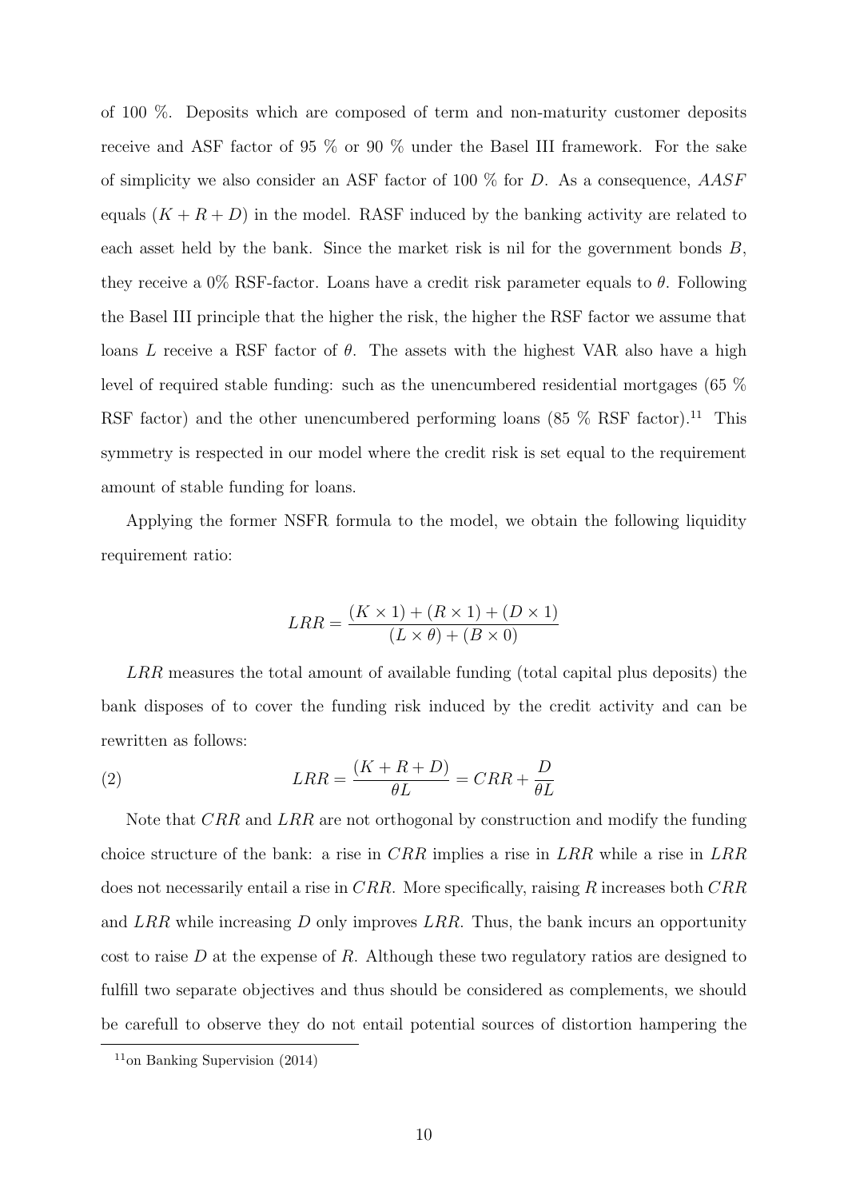of 100 %. Deposits which are composed of term and non-maturity customer deposits receive and ASF factor of 95 % or 90 % under the Basel III framework. For the sake of simplicity we also consider an ASF factor of 100 % for $D$. As a consequence, $AASF$ equals $(K + R + D)$ in the model. RASF induced by the banking activity are related to each asset held by the bank. Since the market risk is nil for the government bonds $B$, they receive a 0% RSF-factor. Loans have a credit risk parameter equals to $\theta$. Following the Basel III principle that the higher the risk, the higher the RSF factor we assume that loans $L$ receive a RSF factor of $\theta$. The assets with the highest VAR also have a high level of required stable funding: such as the unencumbered residential mortgages (65 % RSF factor) and the other unencumbered performing loans (85 % RSF factor).[11] This symmetry is respected in our model where the credit risk is set equal to the requirement amount of stable funding for loans.

Applying the former NSFR formula to the model, we obtain the following liquidity requirement ratio:

$$LRR = \frac{(K \times 1) + (R \times 1) + (D \times 1)}{(L \times \theta) + (B \times 0)}$$

$LRR$ measures the total amount of available funding (total capital plus deposits) the bank disposes of to cover the funding risk induced by the credit activity and can be rewritten as follows:

$$LRR = \frac{(K + R + D)}{\theta L} = CRR + \frac{D}{\theta L} \tag{2}$$

Note that $CRR$ and $LRR$ are not orthogonal by construction and modify the funding choice structure of the bank: a rise in $CRR$ implies a rise in $LRR$ while a rise in $LRR$ does not necessarily entail a rise in $CRR$. More specifically, raising $R$ increases both $CRR$ and $LRR$ while increasing $D$ only improves $LRR$. Thus, the bank incurs an opportunity cost to raise $D$ at the expense of $R$. Although these two regulatory ratios are designed to fulfill two separate objectives and thus should be considered as complements, we should be carefull to observe they do not entail potential sources of distortion hampering the

[11] on Banking Supervision (2014)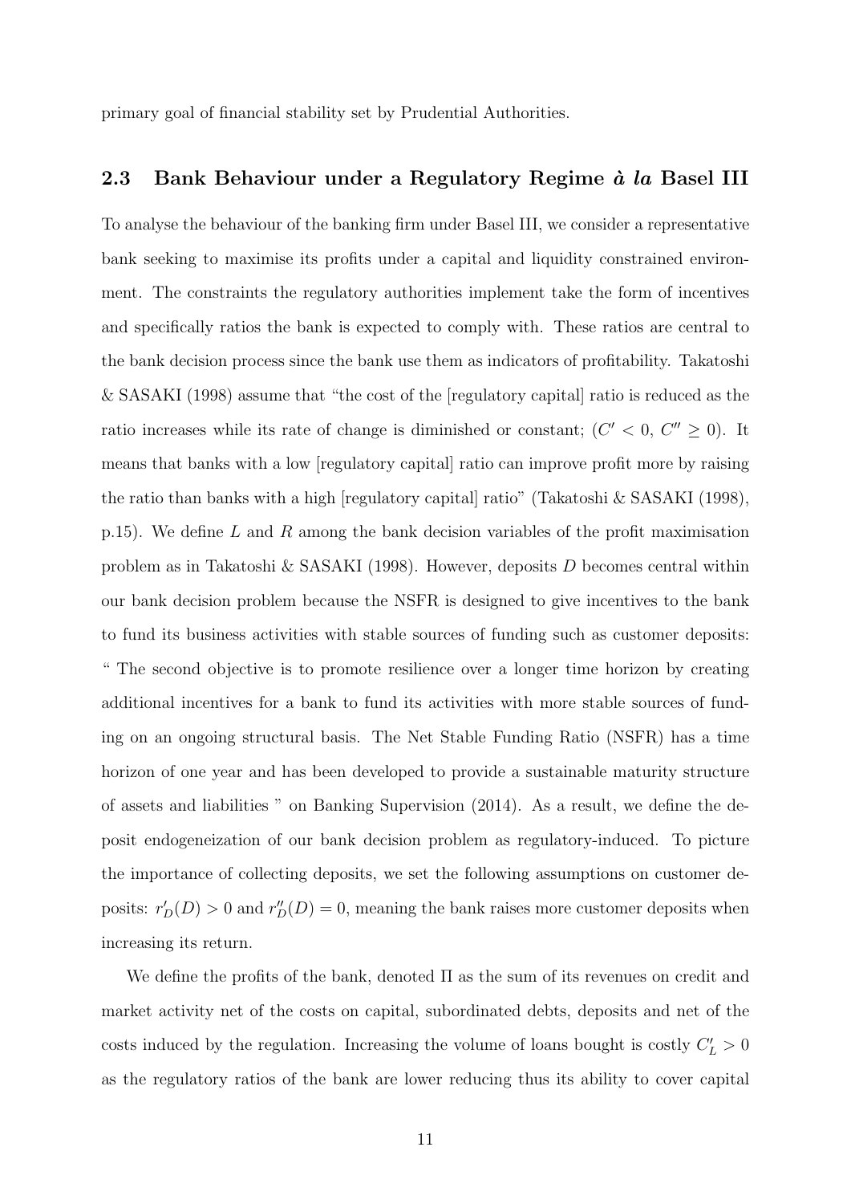primary goal of financial stability set by Prudential Authorities.

### 2.3 Bank Behaviour under a Regulatory Regime *à la* Basel III

To analyse the behaviour of the banking firm under Basel III, we consider a representative bank seeking to maximise its profits under a capital and liquidity constrained environment. The constraints the regulatory authorities implement take the form of incentives and specifically ratios the bank is expected to comply with. These ratios are central to the bank decision process since the bank use them as indicators of profitability. Takatoshi & SASAKI (1998) assume that "the cost of the [regulatory capital] ratio is reduced as the ratio increases while its rate of change is diminished or constant; ($C' < 0$, $C'' \geq 0$). It means that banks with a low [regulatory capital] ratio can improve profit more by raising the ratio than banks with a high [regulatory capital] ratio" (Takatoshi & SASAKI (1998), p.15). We define $L$ and $R$ among the bank decision variables of the profit maximisation problem as in Takatoshi & SASAKI (1998). However, deposits $D$ becomes central within our bank decision problem because the NSFR is designed to give incentives to the bank to fund its business activities with stable sources of funding such as customer deposits: " The second objective is to promote resilience over a longer time horizon by creating additional incentives for a bank to fund its activities with more stable sources of funding on an ongoing structural basis. The Net Stable Funding Ratio (NSFR) has a time horizon of one year and has been developed to provide a sustainable maturity structure of assets and liabilities " on Banking Supervision (2014). As a result, we define the deposit endogeneization of our bank decision problem as regulatory-induced. To picture the importance of collecting deposits, we set the following assumptions on customer deposits: $r_D'(D) > 0$ and $r_D''(D) = 0$, meaning the bank raises more customer deposits when increasing its return.

We define the profits of the bank, denoted $\Pi$ as the sum of its revenues on credit and market activity net of the costs on capital, subordinated debts, deposits and net of the costs induced by the regulation. Increasing the volume of loans bought is costly $C_L' > 0$ as the regulatory ratios of the bank are lower reducing thus its ability to cover capital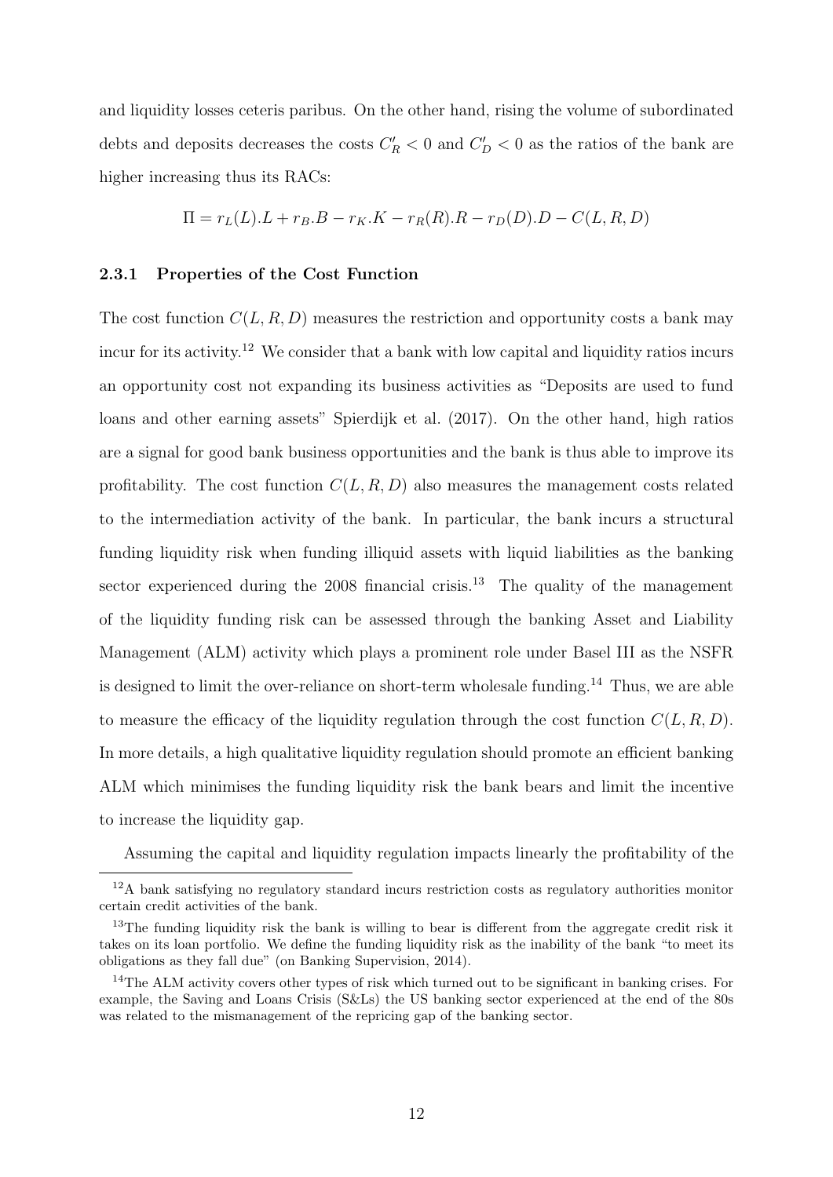and liquidity losses ceteris paribus. On the other hand, rising the volume of subordinated debts and deposits decreases the costs $C'_R < 0$ and $C'_D < 0$ as the ratios of the bank are higher increasing thus its RACs:

$$\Pi = r_L(L).L + r_B.B - r_K.K - r_R(R).R - r_D(D).D - C(L, R, D)$$

### 2.3.1 Properties of the Cost Function

The cost function $C(L, R, D)$ measures the restriction and opportunity costs a bank may incur for its activity.[12] We consider that a bank with low capital and liquidity ratios incurs an opportunity cost not expanding its business activities as "Deposits are used to fund loans and other earning assets" Spierdijk et al. (2017). On the other hand, high ratios are a signal for good bank business opportunities and the bank is thus able to improve its profitability. The cost function $C(L, R, D)$ also measures the management costs related to the intermediation activity of the bank. In particular, the bank incurs a structural funding liquidity risk when funding illiquid assets with liquid liabilities as the banking sector experienced during the 2008 financial crisis.[13] The quality of the management of the liquidity funding risk can be assessed through the banking Asset and Liability Management (ALM) activity which plays a prominent role under Basel III as the NSFR is designed to limit the over-reliance on short-term wholesale funding.[14] Thus, we are able to measure the efficacy of the liquidity regulation through the cost function $C(L, R, D)$. In more details, a high qualitative liquidity regulation should promote an efficient banking ALM which minimises the funding liquidity risk the bank bears and limit the incentive to increase the liquidity gap.

Assuming the capital and liquidity regulation impacts linearly the profitability of the

[12] A bank satisfying no regulatory standard incurs restriction costs as regulatory authorities monitor certain credit activities of the bank.

[13] The funding liquidity risk the bank is willing to bear is different from the aggregate credit risk it takes on its loan portfolio. We define the funding liquidity risk as the inability of the bank "to meet its obligations as they fall due" (on Banking Supervision, 2014).

[14] The ALM activity covers other types of risk which turned out to be significant in banking crises. For example, the Saving and Loans Crisis (S&Ls) the US banking sector experienced at the end of the 80s was related to the mismanagement of the repricing gap of the banking sector.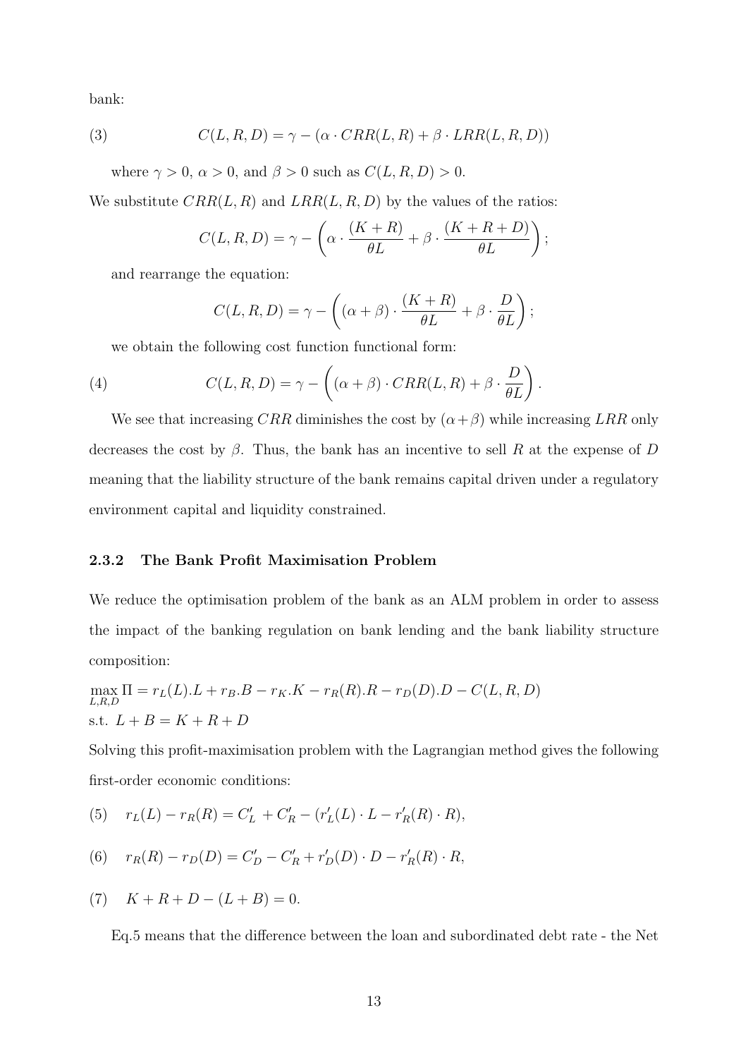bank:

$$C(L,R,D) = \gamma - (\alpha \cdot CRR(L,R) + \beta \cdot LRR(L,R,D)) \tag{3}$$

where $\gamma > 0$, $\alpha > 0$, and $\beta > 0$ such as $C(L,R,D) > 0$.

We substitute $CRR(L,R)$ and $LRR(L,R,D)$ by the values of the ratios:

$$C(L,R,D) = \gamma - \left(\alpha \cdot \frac{(K+R)}{\theta L} + \beta \cdot \frac{(K+R+D)}{\theta L}\right);$$

and rearrange the equation:

$$C(L,R,D) = \gamma - \left((\alpha+\beta) \cdot \frac{(K+R)}{\theta L} + \beta \cdot \frac{D}{\theta L}\right);$$

we obtain the following cost function functional form:

$$C(L,R,D) = \gamma - \left((\alpha+\beta) \cdot CRR(L,R) + \beta \cdot \frac{D}{\theta L}\right). \tag{4}$$

We see that increasing $CRR$ diminishes the cost by $(\alpha+\beta)$ while increasing $LRR$ only decreases the cost by $\beta$. Thus, the bank has an incentive to sell $R$ at the expense of $D$ meaning that the liability structure of the bank remains capital driven under a regulatory environment capital and liquidity constrained.

### 2.3.2 The Bank Profit Maximisation Problem

We reduce the optimisation problem of the bank as an ALM problem in order to assess the impact of the banking regulation on bank lending and the bank liability structure composition:

$$\max_{L,R,D} \Pi = r_L(L).L + r_B.B - r_K.K - r_R(R).R - r_D(D).D - C(L,R,D)$$
$$\text{s.t. } L + B = K + R + D$$

Solving this profit-maximisation problem with the Lagrangian method gives the following first-order economic conditions:

$$r_L(L) - r_R(R) = C'_L + C'_R - (r'_L(L) \cdot L - r'_R(R) \cdot R), \tag{5}$$

$$r_R(R) - r_D(D) = C'_D - C'_R + r'_D(D) \cdot D - r'_R(R) \cdot R, \tag{6}$$

$$K + R + D - (L + B) = 0. \tag{7}$$

Eq.5 means that the difference between the loan and subordinated debt rate - the Net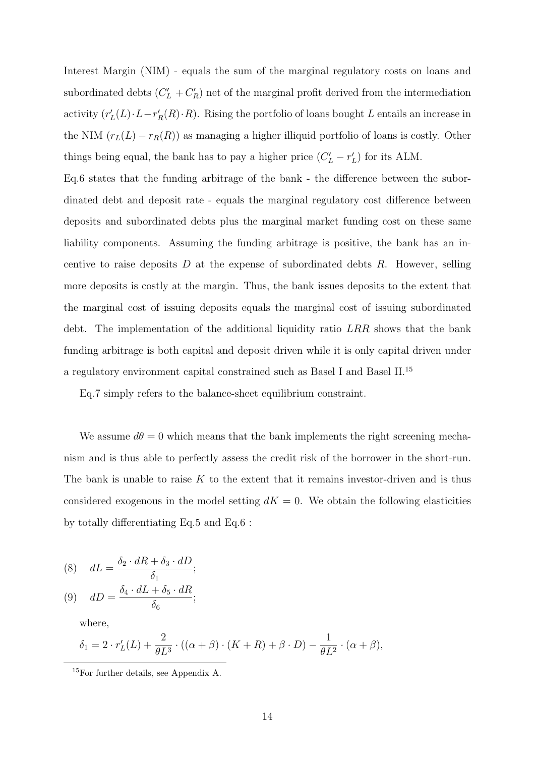Interest Margin (NIM) - equals the sum of the marginal regulatory costs on loans and subordinated debts ($C'_L + C'_R$) net of the marginal profit derived from the intermediation activity ($r'_L(L) \cdot L - r'_R(R) \cdot R$). Rising the portfolio of loans bought $L$ entails an increase in the NIM ($r_L(L) - r_R(R)$) as managing a higher illiquid portfolio of loans is costly. Other things being equal, the bank has to pay a higher price ($C'_L - r'_L$) for its ALM.

Eq.6 states that the funding arbitrage of the bank - the difference between the subordinated debt and deposit rate - equals the marginal regulatory cost difference between deposits and subordinated debts plus the marginal market funding cost on these same liability components. Assuming the funding arbitrage is positive, the bank has an incentive to raise deposits $D$ at the expense of subordinated debts $R$. However, selling more deposits is costly at the margin. Thus, the bank issues deposits to the extent that the marginal cost of issuing deposits equals the marginal cost of issuing subordinated debt. The implementation of the additional liquidity ratio $LRR$ shows that the bank funding arbitrage is both capital and deposit driven while it is only capital driven under a regulatory environment capital constrained such as Basel I and Basel II.[15]

Eq.7 simply refers to the balance-sheet equilibrium constraint.

We assume $d\theta = 0$ which means that the bank implements the right screening mechanism and is thus able to perfectly assess the credit risk of the borrower in the short-run. The bank is unable to raise $K$ to the extent that it remains investor-driven and is thus considered exogenous in the model setting $dK = 0$. We obtain the following elasticities by totally differentiating Eq.5 and Eq.6 :

$$(8) \quad dL = \frac{\delta_2 \cdot dR + \delta_3 \cdot dD}{\delta_1};$$

$$(9) \quad dD = \frac{\delta_4 \cdot dL + \delta_5 \cdot dR}{\delta_6};$$

where,

$$\delta_1 = 2 \cdot r'_L(L) + \frac{2}{\theta L^3} \cdot ((\alpha + \beta) \cdot (K + R) + \beta \cdot D) - \frac{1}{\theta L^2} \cdot (\alpha + \beta),$$

[15] For further details, see Appendix A.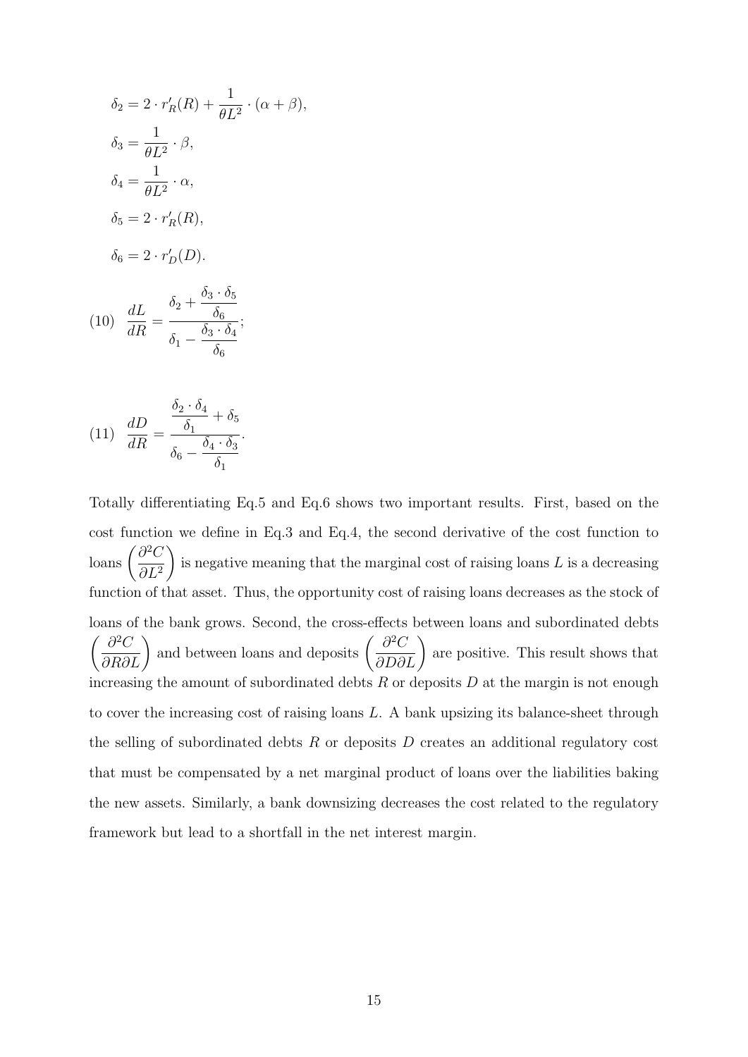$$\delta_2 = 2 \cdot r'_R(R) + \frac{1}{\theta L^2} \cdot (\alpha + \beta),$$

$$\delta_3 = \frac{1}{\theta L^2} \cdot \beta,$$

$$\delta_4 = \frac{1}{\theta L^2} \cdot \alpha,$$

$$\delta_5 = 2 \cdot r'_R(R),$$

$$\delta_6 = 2 \cdot r'_D(D).$$

$$(10) \quad \frac{dL}{dR} = \frac{\delta_2 + \dfrac{\delta_3 \cdot \delta_5}{\delta_6}}{\delta_1 - \dfrac{\delta_3 \cdot \delta_4}{\delta_6}};$$

$$(11) \quad \frac{dD}{dR} = \frac{\dfrac{\delta_2 \cdot \delta_4}{\delta_1} + \delta_5}{\delta_6 - \dfrac{\delta_4 \cdot \delta_3}{\delta_1}}.$$

Totally differentiating Eq.5 and Eq.6 shows two important results. First, based on the cost function we define in Eq.3 and Eq.4, the second derivative of the cost function to loans $\left(\dfrac{\partial^2 C}{\partial L^2}\right)$ is negative meaning that the marginal cost of raising loans $L$ is a decreasing function of that asset. Thus, the opportunity cost of raising loans decreases as the stock of loans of the bank grows. Second, the cross-effects between loans and subordinated debts $\left(\dfrac{\partial^2 C}{\partial R \partial L}\right)$ and between loans and deposits $\left(\dfrac{\partial^2 C}{\partial D \partial L}\right)$ are positive. This result shows that increasing the amount of subordinated debts $R$ or deposits $D$ at the margin is not enough to cover the increasing cost of raising loans $L$. A bank upsizing its balance-sheet through the selling of subordinated debts $R$ or deposits $D$ creates an additional regulatory cost that must be compensated by a net marginal product of loans over the liabilities baking the new assets. Similarly, a bank downsizing decreases the cost related to the regulatory framework but lead to a shortfall in the net interest margin.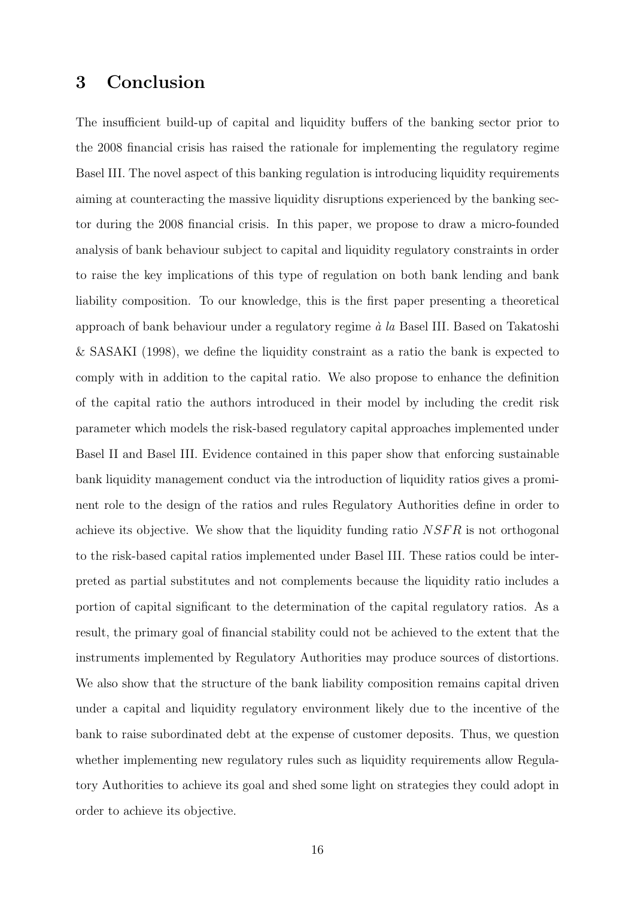## 3 Conclusion

The insufficient build-up of capital and liquidity buffers of the banking sector prior to the 2008 financial crisis has raised the rationale for implementing the regulatory regime Basel III. The novel aspect of this banking regulation is introducing liquidity requirements aiming at counteracting the massive liquidity disruptions experienced by the banking sector during the 2008 financial crisis. In this paper, we propose to draw a micro-founded analysis of bank behaviour subject to capital and liquidity regulatory constraints in order to raise the key implications of this type of regulation on both bank lending and bank liability composition. To our knowledge, this is the first paper presenting a theoretical approach of bank behaviour under a regulatory regime *à la* Basel III. Based on Takatoshi & SASAKI (1998), we define the liquidity constraint as a ratio the bank is expected to comply with in addition to the capital ratio. We also propose to enhance the definition of the capital ratio the authors introduced in their model by including the credit risk parameter which models the risk-based regulatory capital approaches implemented under Basel II and Basel III. Evidence contained in this paper show that enforcing sustainable bank liquidity management conduct via the introduction of liquidity ratios gives a prominent role to the design of the ratios and rules Regulatory Authorities define in order to achieve its objective. We show that the liquidity funding ratio $NSFR$ is not orthogonal to the risk-based capital ratios implemented under Basel III. These ratios could be interpreted as partial substitutes and not complements because the liquidity ratio includes a portion of capital significant to the determination of the capital regulatory ratios. As a result, the primary goal of financial stability could not be achieved to the extent that the instruments implemented by Regulatory Authorities may produce sources of distortions. We also show that the structure of the bank liability composition remains capital driven under a capital and liquidity regulatory environment likely due to the incentive of the bank to raise subordinated debt at the expense of customer deposits. Thus, we question whether implementing new regulatory rules such as liquidity requirements allow Regulatory Authorities to achieve its goal and shed some light on strategies they could adopt in order to achieve its objective.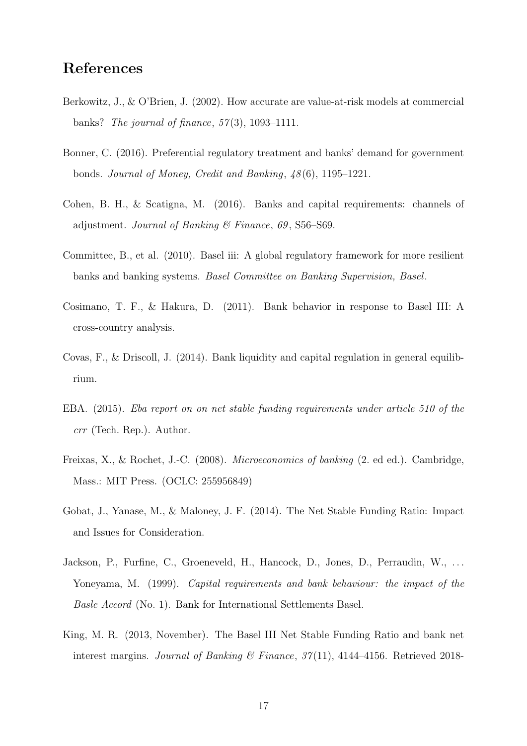## References

Berkowitz, J., & O'Brien, J. (2002). How accurate are value-at-risk models at commercial banks? *The journal of finance*, *57*(3), 1093–1111.

Bonner, C. (2016). Preferential regulatory treatment and banks' demand for government bonds. *Journal of Money, Credit and Banking*, *48*(6), 1195–1221.

Cohen, B. H., & Scatigna, M. (2016). Banks and capital requirements: channels of adjustment. *Journal of Banking & Finance*, *69*, S56–S69.

Committee, B., et al. (2010). Basel iii: A global regulatory framework for more resilient banks and banking systems. *Basel Committee on Banking Supervision, Basel*.

Cosimano, T. F., & Hakura, D. (2011). Bank behavior in response to Basel III: A cross-country analysis.

Covas, F., & Driscoll, J. (2014). Bank liquidity and capital regulation in general equilibrium.

EBA. (2015). *Eba report on on net stable funding requirements under article 510 of the crr* (Tech. Rep.). Author.

Freixas, X., & Rochet, J.-C. (2008). *Microeconomics of banking* (2. ed ed.). Cambridge, Mass.: MIT Press. (OCLC: 255956849)

Gobat, J., Yanase, M., & Maloney, J. F. (2014). The Net Stable Funding Ratio: Impact and Issues for Consideration.

Jackson, P., Furfine, C., Groeneveld, H., Hancock, D., Jones, D., Perraudin, W., ... Yoneyama, M. (1999). *Capital requirements and bank behaviour: the impact of the Basle Accord* (No. 1). Bank for International Settlements Basel.

King, M. R. (2013, November). The Basel III Net Stable Funding Ratio and bank net interest margins. *Journal of Banking & Finance*, *37*(11), 4144–4156. Retrieved 2018-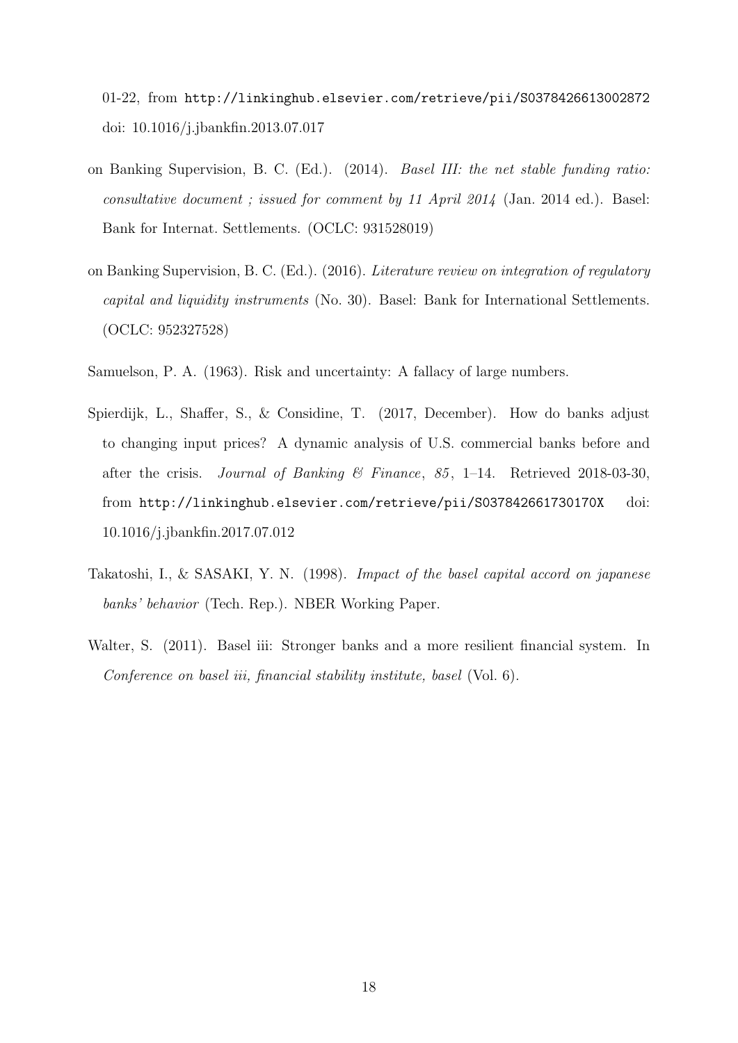01-22, from http://linkinghub.elsevier.com/retrieve/pii/S0378426613002872 doi: 10.1016/j.jbankfin.2013.07.017

on Banking Supervision, B. C. (Ed.). (2014). *Basel III: the net stable funding ratio: consultative document ; issued for comment by 11 April 2014* (Jan. 2014 ed.). Basel: Bank for Internat. Settlements. (OCLC: 931528019)

on Banking Supervision, B. C. (Ed.). (2016). *Literature review on integration of regulatory capital and liquidity instruments* (No. 30). Basel: Bank for International Settlements. (OCLC: 952327528)

Samuelson, P. A. (1963). Risk and uncertainty: A fallacy of large numbers.

Spierdijk, L., Shaffer, S., & Considine, T. (2017, December). How do banks adjust to changing input prices? A dynamic analysis of U.S. commercial banks before and after the crisis. *Journal of Banking & Finance*, *85*, 1–14. Retrieved 2018-03-30, from http://linkinghub.elsevier.com/retrieve/pii/S037842661730170X doi: 10.1016/j.jbankfin.2017.07.012

Takatoshi, I., & SASAKI, Y. N. (1998). *Impact of the basel capital accord on japanese banks' behavior* (Tech. Rep.). NBER Working Paper.

Walter, S. (2011). Basel iii: Stronger banks and a more resilient financial system. In *Conference on basel iii, financial stability institute, basel* (Vol. 6).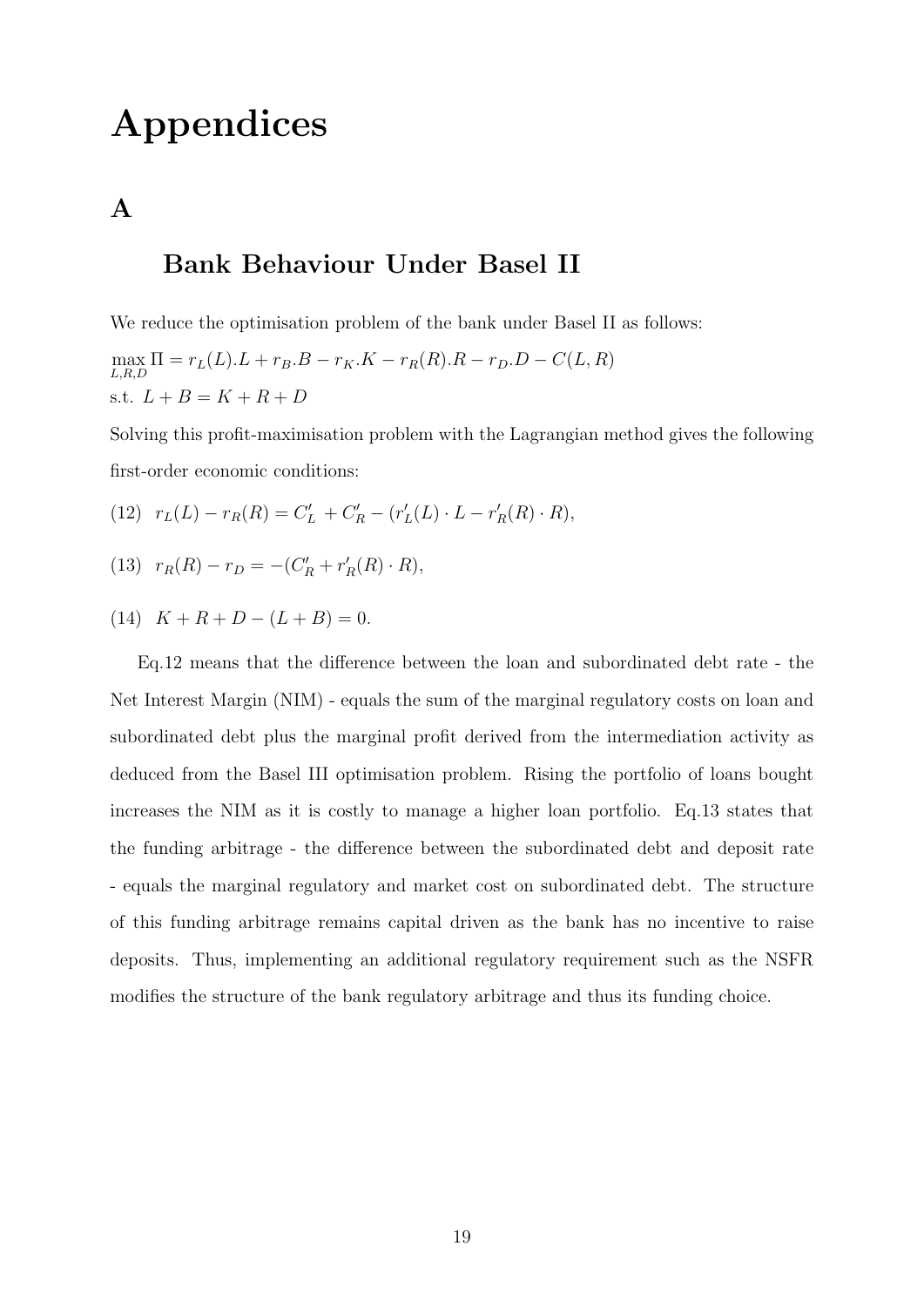# Appendices

## A

### Bank Behaviour Under Basel II

We reduce the optimisation problem of the bank under Basel II as follows:

$$\max_{L,R,D} \Pi = r_L(L).L + r_B.B - r_K.K - r_R(R).R - r_D.D - C(L,R)$$

s.t. $L + B = K + R + D$

Solving this profit-maximisation problem with the Lagrangian method gives the following first-order economic conditions:

(12) $r_L(L) - r_R(R) = C'_L + C'_R - (r'_L(L) \cdot L - r'_R(R) \cdot R)$,

(13) $r_R(R) - r_D = -(C'_R + r'_R(R) \cdot R)$,

(14) $K + R + D - (L + B) = 0$.

Eq.12 means that the difference between the loan and subordinated debt rate - the Net Interest Margin (NIM) - equals the sum of the marginal regulatory costs on loan and subordinated debt plus the marginal profit derived from the intermediation activity as deduced from the Basel III optimisation problem. Rising the portfolio of loans bought increases the NIM as it is costly to manage a higher loan portfolio. Eq.13 states that the funding arbitrage - the difference between the subordinated debt and deposit rate - equals the marginal regulatory and market cost on subordinated debt. The structure of this funding arbitrage remains capital driven as the bank has no incentive to raise deposits. Thus, implementing an additional regulatory requirement such as the NSFR modifies the structure of the bank regulatory arbitrage and thus its funding choice.